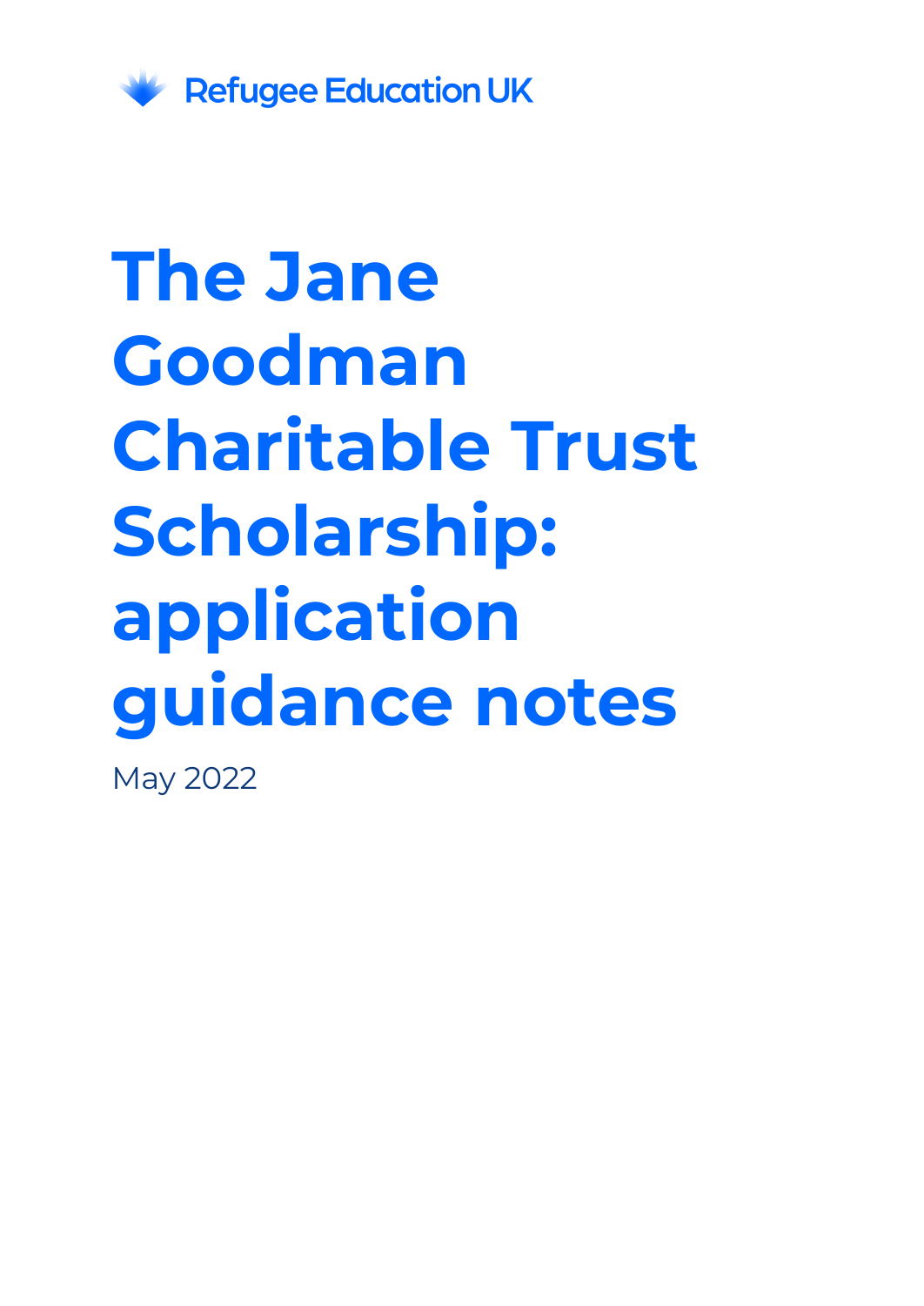Refugee Education UK

# The Jane Goodman Charitable Trust Scholarship: application guidance notes

May 2022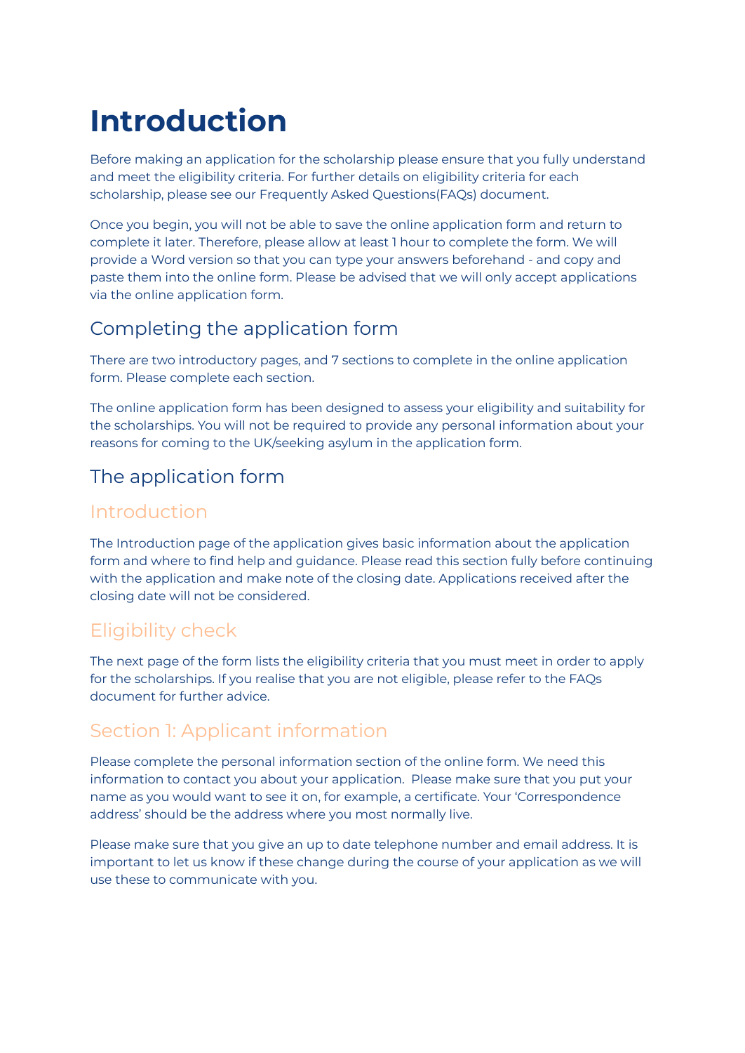# Introduction

Before making an application for the scholarship please ensure that you fully understand and meet the eligibility criteria. For further details on eligibility criteria for each scholarship, please see our Frequently Asked Questions(FAQs) document.

Once you begin, you will not be able to save the online application form and return to complete it later. Therefore, please allow at least 1 hour to complete the form. We will provide a Word version so that you can type your answers beforehand - and copy and paste them into the online form. Please be advised that we will only accept applications via the online application form.

## Completing the application form

There are two introductory pages, and 7 sections to complete in the online application form. Please complete each section.

The online application form has been designed to assess your eligibility and suitability for the scholarships. You will not be required to provide any personal information about your reasons for coming to the UK/seeking asylum in the application form.

## The application form

### Introduction

The Introduction page of the application gives basic information about the application form and where to find help and guidance. Please read this section fully before continuing with the application and make note of the closing date. Applications received after the closing date will not be considered.

### Eligibility check

The next page of the form lists the eligibility criteria that you must meet in order to apply for the scholarships. If you realise that you are not eligible, please refer to the FAQs document for further advice.

### Section 1: Applicant information

Please complete the personal information section of the online form. We need this information to contact you about your application. Please make sure that you put your name as you would want to see it on, for example, a certificate. Your 'Correspondence address' should be the address where you most normally live.

Please make sure that you give an up to date telephone number and email address. It is important to let us know if these change during the course of your application as we will use these to communicate with you.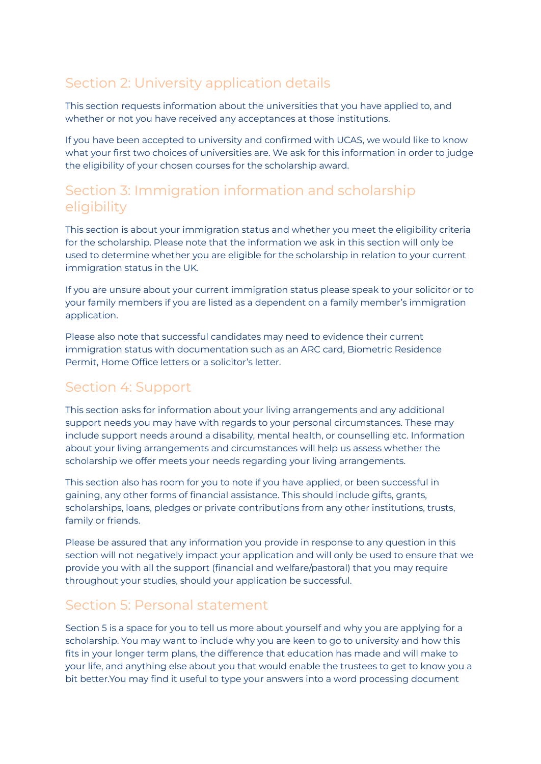## Section 2: University application details

This section requests information about the universities that you have applied to, and whether or not you have received any acceptances at those institutions.

If you have been accepted to university and confirmed with UCAS, we would like to know what your first two choices of universities are. We ask for this information in order to judge the eligibility of your chosen courses for the scholarship award.

## Section 3: Immigration information and scholarship eligibility

This section is about your immigration status and whether you meet the eligibility criteria for the scholarship. Please note that the information we ask in this section will only be used to determine whether you are eligible for the scholarship in relation to your current immigration status in the UK.

If you are unsure about your current immigration status please speak to your solicitor or to your family members if you are listed as a dependent on a family member's immigration application.

Please also note that successful candidates may need to evidence their current immigration status with documentation such as an ARC card, Biometric Residence Permit, Home Office letters or a solicitor's letter.

## Section 4: Support

This section asks for information about your living arrangements and any additional support needs you may have with regards to your personal circumstances. These may include support needs around a disability, mental health, or counselling etc. Information about your living arrangements and circumstances will help us assess whether the scholarship we offer meets your needs regarding your living arrangements.

This section also has room for you to note if you have applied, or been successful in gaining, any other forms of financial assistance. This should include gifts, grants, scholarships, loans, pledges or private contributions from any other institutions, trusts, family or friends.

Please be assured that any information you provide in response to any question in this section will not negatively impact your application and will only be used to ensure that we provide you with all the support (financial and welfare/pastoral) that you may require throughout your studies, should your application be successful.

## Section 5: Personal statement

Section 5 is a space for you to tell us more about yourself and why you are applying for a scholarship. You may want to include why you are keen to go to university and how this fits in your longer term plans, the difference that education has made and will make to your life, and anything else about you that would enable the trustees to get to know you a bit better.You may find it useful to type your answers into a word processing document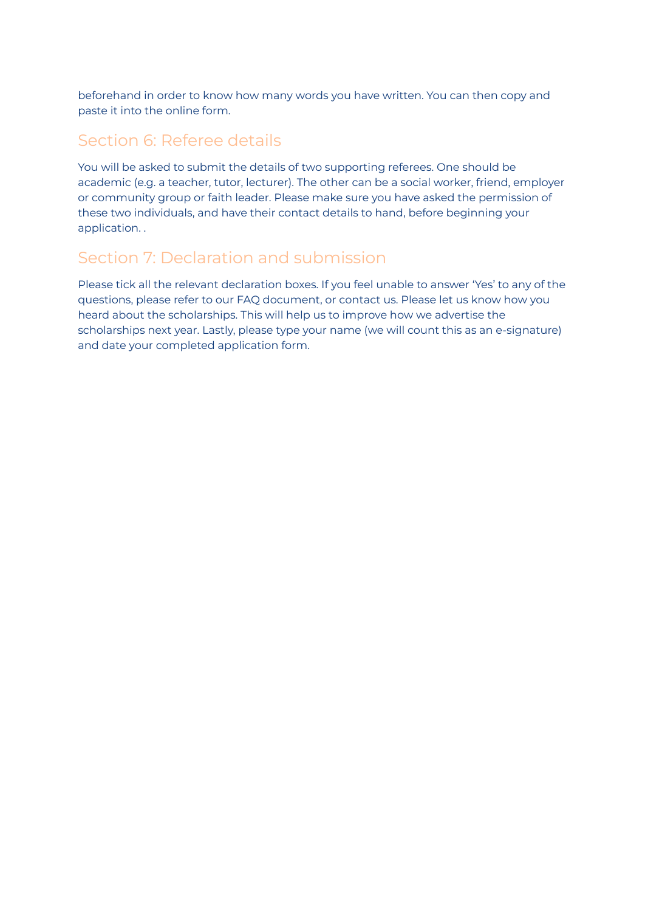beforehand in order to know how many words you have written. You can then copy and paste it into the online form.

## Section 6: Referee details

You will be asked to submit the details of two supporting referees. One should be academic (e.g. a teacher, tutor, lecturer). The other can be a social worker, friend, employer or community group or faith leader. Please make sure you have asked the permission of these two individuals, and have their contact details to hand, before beginning your application. .

## Section 7: Declaration and submission

Please tick all the relevant declaration boxes. If you feel unable to answer 'Yes' to any of the questions, please refer to our FAQ document, or contact us. Please let us know how you heard about the scholarships. This will help us to improve how we advertise the scholarships next year. Lastly, please type your name (we will count this as an e-signature) and date your completed application form.